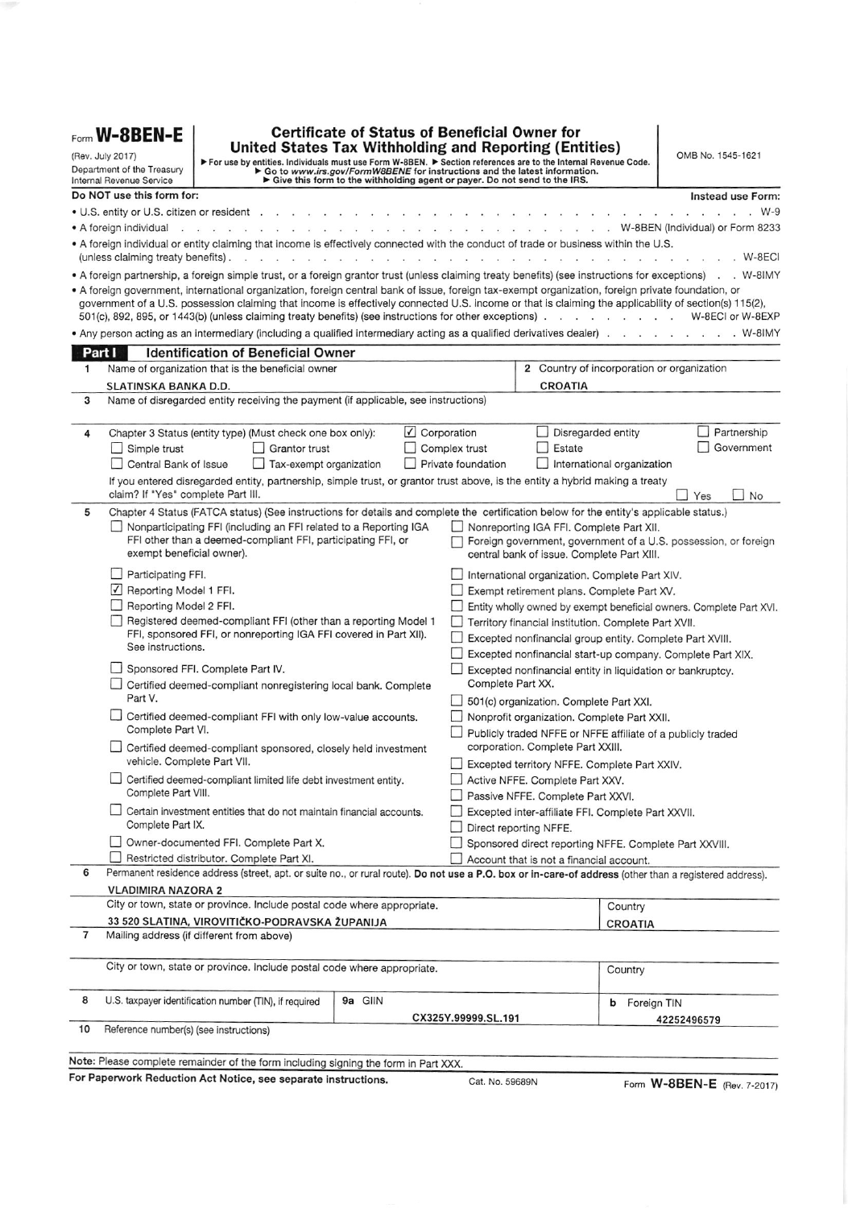Form **W-8BEN-E**

(Rev. July 2017)
Department of the Treasury
Internal Revenue Service

# Certificate of Status of Beneficial Owner for United States Tax Withholding and Reporting (Entities)

▶ For use by entities. Individuals must use Form W-8BEN. ▶ Section references are to the Internal Revenue Code.
▶ Go to *www.irs.gov/FormW8BENE* for instructions and the latest information.
▶ Give this form to the withholding agent or payer. Do not send to the IRS.

OMB No. 1545-1621

**Do NOT use this form for:** **Instead use Form:**

- U.S. entity or U.S. citizen or resident . . . W-9
- A foreign individual . . . W-8BEN (Individual) or Form 8233
- A foreign individual or entity claiming that income is effectively connected with the conduct of trade or business within the U.S. (unless claiming treaty benefits) . . . W-8ECI
- A foreign partnership, a foreign simple trust, or a foreign grantor trust (unless claiming treaty benefits) (see instructions for exceptions) . . . W-8IMY
- A foreign government, international organization, foreign central bank of issue, foreign tax-exempt organization, foreign private foundation, or government of a U.S. possession claiming that income is effectively connected U.S. income or that is claiming the applicability of section(s) 115(2), 501(c), 892, 895, or 1443(b) (unless claiming treaty benefits) (see instructions for other exceptions) . . . W-8ECI or W-8EXP
- Any person acting as an intermediary (including a qualified intermediary acting as a qualified derivatives dealer) . . . W-8IMY

## Part I Identification of Beneficial Owner

**1** Name of organization that is the beneficial owner: **SLATINSKA BANKA D.D.**

**2** Country of incorporation or organization: **CROATIA**

**3** Name of disregarded entity receiving the payment (if applicable, see instructions):

**4** Chapter 3 Status (entity type) (Must check one box only):

- ☑ Corporation
- ☐ Disregarded entity
- ☐ Partnership
- ☐ Simple trust
- ☐ Grantor trust
- ☐ Complex trust
- ☐ Estate
- ☐ Government
- ☐ Central Bank of Issue
- ☐ Tax-exempt organization
- ☐ Private foundation
- ☐ International organization

If you entered disregarded entity, partnership, simple trust, or grantor trust above, is the entity a hybrid making a treaty claim? If "Yes" complete Part III. ☐ Yes ☐ No

**5** Chapter 4 Status (FATCA status) (See instructions for details and complete the certification below for the entity's applicable status.)

- ☐ Nonparticipating FFI (including an FFI related to a Reporting IGA FFI other than a deemed-compliant FFI, participating FFI, or exempt beneficial owner).
- ☐ Participating FFI.
- ☑ Reporting Model 1 FFI.
- ☐ Reporting Model 2 FFI.
- ☐ Registered deemed-compliant FFI (other than a reporting Model 1 FFI, sponsored FFI, or nonreporting IGA FFI covered in Part XII). See instructions.
- ☐ Sponsored FFI. Complete Part IV.
- ☐ Certified deemed-compliant nonregistering local bank. Complete Part V.
- ☐ Certified deemed-compliant FFI with only low-value accounts. Complete Part VI.
- ☐ Certified deemed-compliant sponsored, closely held investment vehicle. Complete Part VII.
- ☐ Certified deemed-compliant limited life debt investment entity. Complete Part VIII.
- ☐ Certain investment entities that do not maintain financial accounts. Complete Part IX.
- ☐ Owner-documented FFI. Complete Part X.
- ☐ Restricted distributor. Complete Part XI.
- ☐ Nonreporting IGA FFI. Complete Part XII.
- ☐ Foreign government, government of a U.S. possession, or foreign central bank of issue. Complete Part XIII.
- ☐ International organization. Complete Part XIV.
- ☐ Exempt retirement plans. Complete Part XV.
- ☐ Entity wholly owned by exempt beneficial owners. Complete Part XVI.
- ☐ Territory financial institution. Complete Part XVII.
- ☐ Excepted nonfinancial group entity. Complete Part XVIII.
- ☐ Excepted nonfinancial start-up company. Complete Part XIX.
- ☐ Excepted nonfinancial entity in liquidation or bankruptcy. Complete Part XX.
- ☐ 501(c) organization. Complete Part XXI.
- ☐ Nonprofit organization. Complete Part XXII.
- ☐ Publicly traded NFFE or NFFE affiliate of a publicly traded corporation. Complete Part XXIII.
- ☐ Excepted territory NFFE. Complete Part XXIV.
- ☐ Active NFFE. Complete Part XXV.
- ☐ Passive NFFE. Complete Part XXVI.
- ☐ Excepted inter-affiliate FFI. Complete Part XXVII.
- ☐ Direct reporting NFFE.
- ☐ Sponsored direct reporting NFFE. Complete Part XXVIII.
- ☐ Account that is not a financial account.

**6** Permanent residence address (street, apt. or suite no., or rural route). **Do not use a P.O. box or in-care-of address** (other than a registered address).

**VLADIMIRA NAZORA 2**

City or town, state or province. Include postal code where appropriate: **33 520 SLATINA, VIROVITIČKO-PODRAVSKA ŽUPANIJA**

Country: **CROATIA**

**7** Mailing address (if different from above)

City or town, state or province. Include postal code where appropriate.

Country

**8** U.S. taxpayer identification number (TIN), if required:

**9a** GIIN: **CX325Y.99999.SL.191**

**b** Foreign TIN: **42252496579**

**10** Reference number(s) (see instructions)

**Note:** Please complete remainder of the form including signing the form in Part XXX.

**For Paperwork Reduction Act Notice, see separate instructions.** Cat. No. 59689N Form **W-8BEN-E** (Rev. 7-2017)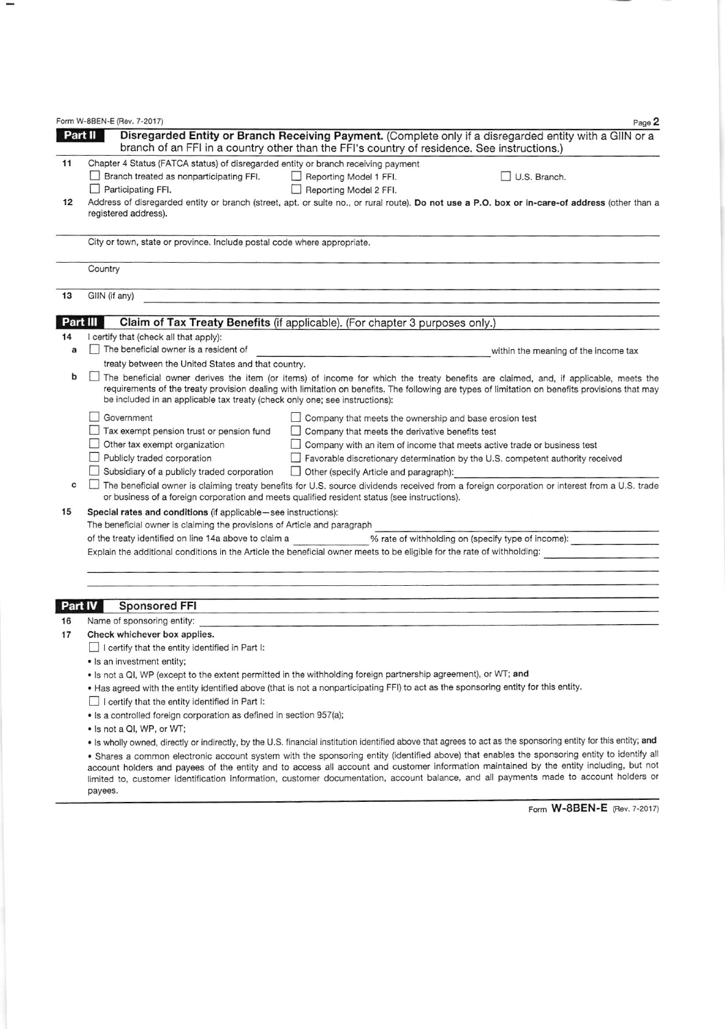Form W-8BEN-E (Rev. 7-2017)

## Part II Disregarded Entity or Branch Receiving Payment. (Complete only if a disregarded entity with a GIIN or a branch of an FFI in a country other than the FFI's country of residence. See instructions.)

**11** Chapter 4 Status (FATCA status) of disregarded entity or branch receiving payment

☐ Branch treated as nonparticipating FFI. ☐ Reporting Model 1 FFI. ☐ U.S. Branch.

☐ Participating FFI. ☐ Reporting Model 2 FFI.

**12** Address of disregarded entity or branch (street, apt. or suite no., or rural route). **Do not use a P.O. box or in-care-of address** (other than a registered address).

City or town, state or province. Include postal code where appropriate.

Country

**13** GIIN (if any)

## Part III Claim of Tax Treaty Benefits (if applicable). (For chapter 3 purposes only.)

**14** I certify that (check all that apply):

**a** ☐ The beneficial owner is a resident of ______________________ within the meaning of the income tax treaty between the United States and that country.

**b** ☐ The beneficial owner derives the item (or items) of income for which the treaty benefits are claimed, and, if applicable, meets the requirements of the treaty provision dealing with limitation on benefits. The following are types of limitation on benefits provisions that may be included in an applicable tax treaty (check only one; see instructions):

☐ Government

☐ Tax exempt pension trust or pension fund

☐ Other tax exempt organization

☐ Publicly traded corporation

☐ Subsidiary of a publicly traded corporation

☐ Company that meets the ownership and base erosion test

☐ Company that meets the derivative benefits test

☐ Company with an item of income that meets active trade or business test

☐ Favorable discretionary determination by the U.S. competent authority received

☐ Other (specify Article and paragraph): ______________________

**c** ☐ The beneficial owner is claiming treaty benefits for U.S. source dividends received from a foreign corporation or interest from a U.S. trade or business of a foreign corporation and meets qualified resident status (see instructions).

**15** **Special rates and conditions** (if applicable—see instructions):

The beneficial owner is claiming the provisions of Article and paragraph ______________________

of the treaty identified on line 14a above to claim a ________ % rate of withholding on (specify type of income): ________

Explain the additional conditions in the Article the beneficial owner meets to be eligible for the rate of withholding: ________

## Part IV Sponsored FFI

**16** Name of sponsoring entity: ______________________

**17** **Check whichever box applies.**

☐ I certify that the entity identified in Part I:

- Is an investment entity;
- Is not a QI, WP (except to the extent permitted in the withholding foreign partnership agreement), or WT; **and**
- Has agreed with the entity identified above (that is not a nonparticipating FFI) to act as the sponsoring entity for this entity.

☐ I certify that the entity identified in Part I:

- Is a controlled foreign corporation as defined in section 957(a);
- Is not a QI, WP, or WT;
- Is wholly owned, directly or indirectly, by the U.S. financial institution identified above that agrees to act as the sponsoring entity for this entity; **and**
- Shares a common electronic account system with the sponsoring entity (identified above) that enables the sponsoring entity to identify all account holders and payees of the entity and to access all account and customer information maintained by the entity including, but not limited to, customer identification information, customer documentation, account balance, and all payments made to account holders or payees.

Form **W-8BEN-E** (Rev. 7-2017)